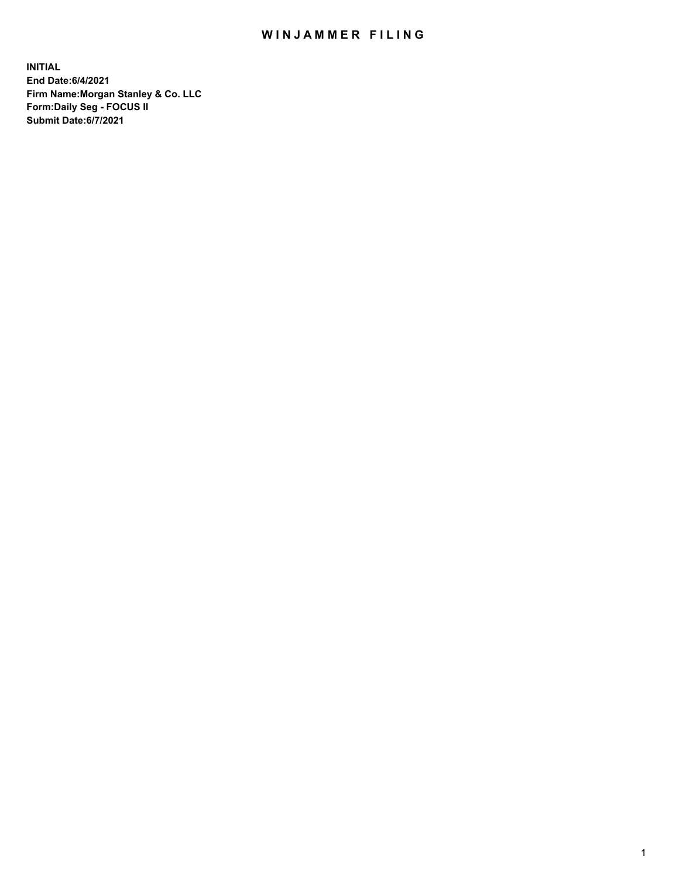# WINJAMMER FILING

**INITIAL**
**End Date:6/4/2021**
**Firm Name:Morgan Stanley & Co. LLC**
**Form:Daily Seg - FOCUS II**
**Submit Date:6/7/2021**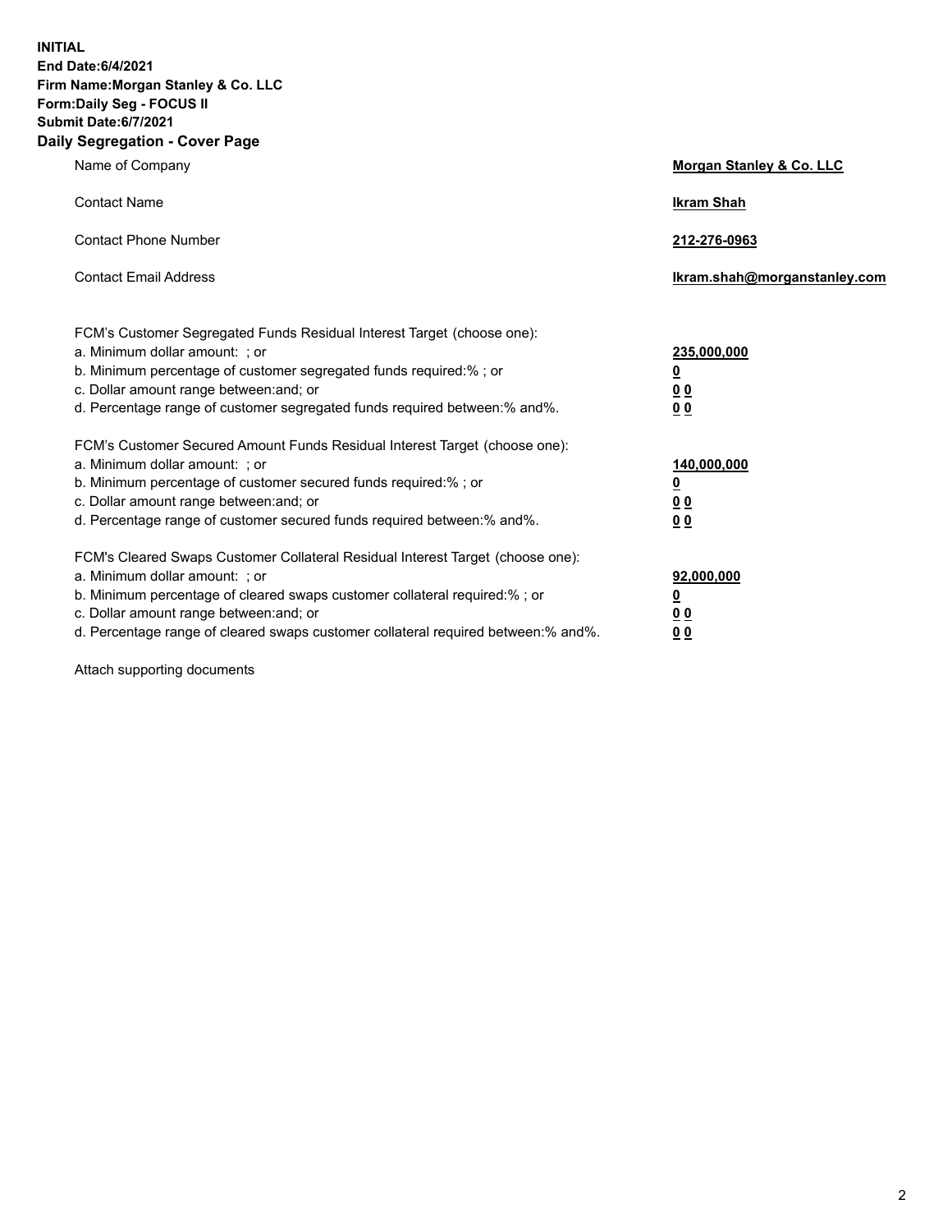**INITIAL**
**End Date:6/4/2021**
**Firm Name:Morgan Stanley & Co. LLC**
**Form:Daily Seg - FOCUS II**
**Submit Date:6/7/2021**

## Daily Segregation - Cover Page

| | |
|---|---|
| Name of Company | **Morgan Stanley & Co. LLC** |
| Contact Name | **Ikram Shah** |
| Contact Phone Number | **212-276-0963** |
| Contact Email Address | **Ikram.shah@morganstanley.com** |

| | |
|---|---|
| FCM's Customer Segregated Funds Residual Interest Target (choose one): | |
| a. Minimum dollar amount: ; or | **235,000,000** |
| b. Minimum percentage of customer segregated funds required:% ; or | **0** |
| c. Dollar amount range between:and; or | **0 0** |
| d. Percentage range of customer segregated funds required between:% and%. | **0 0** |
| FCM's Customer Secured Amount Funds Residual Interest Target (choose one): | |
| a. Minimum dollar amount: ; or | **140,000,000** |
| b. Minimum percentage of customer secured funds required:% ; or | **0** |
| c. Dollar amount range between:and; or | **0 0** |
| d. Percentage range of customer secured funds required between:% and%. | **0 0** |
| FCM's Cleared Swaps Customer Collateral Residual Interest Target (choose one): | |
| a. Minimum dollar amount: ; or | **92,000,000** |
| b. Minimum percentage of cleared swaps customer collateral required:% ; or | **0** |
| c. Dollar amount range between:and; or | **0 0** |
| d. Percentage range of cleared swaps customer collateral required between:% and%. | **0 0** |

Attach supporting documents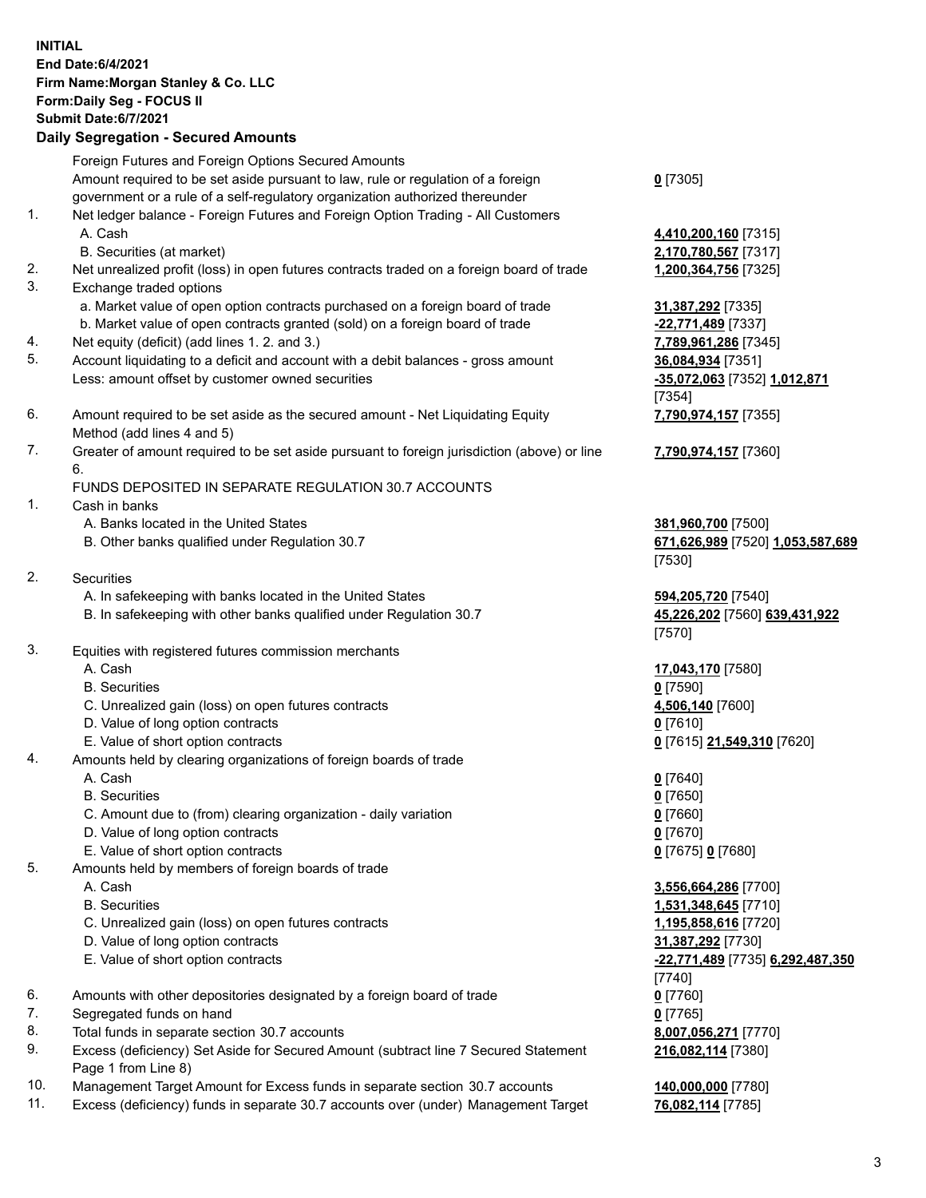**INITIAL**
**End Date:6/4/2021**
**Firm Name:Morgan Stanley & Co. LLC**
**Form:Daily Seg - FOCUS II**
**Submit Date:6/7/2021**

**Daily Segregation - Secured Amounts**

| | | |
|---|---|---|
| | Foreign Futures and Foreign Options Secured Amounts | |
| | Amount required to be set aside pursuant to law, rule or regulation of a foreign government or a rule of a self-regulatory organization authorized thereunder | **0** [7305] |
| 1. | Net ledger balance - Foreign Futures and Foreign Option Trading - All Customers | |
| | A. Cash | **4,410,200,160** [7315] |
| | B. Securities (at market) | **2,170,780,567** [7317] |
| 2. | Net unrealized profit (loss) in open futures contracts traded on a foreign board of trade | **1,200,364,756** [7325] |
| 3. | Exchange traded options | |
| | a. Market value of open option contracts purchased on a foreign board of trade | **31,387,292** [7335] |
| | b. Market value of open contracts granted (sold) on a foreign board of trade | **-22,771,489** [7337] |
| 4. | Net equity (deficit) (add lines 1. 2. and 3.) | **7,789,961,286** [7345] |
| 5. | Account liquidating to a deficit and account with a debit balances - gross amount | **36,084,934** [7351] |
| | Less: amount offset by customer owned securities | **-35,072,063** [7352] **1,012,871** [7354] |
| 6. | Amount required to be set aside as the secured amount - Net Liquidating Equity Method (add lines 4 and 5) | **7,790,974,157** [7355] |
| 7. | Greater of amount required to be set aside pursuant to foreign jurisdiction (above) or line 6. | **7,790,974,157** [7360] |
| | FUNDS DEPOSITED IN SEPARATE REGULATION 30.7 ACCOUNTS | |
| 1. | Cash in banks | |
| | A. Banks located in the United States | **381,960,700** [7500] |
| | B. Other banks qualified under Regulation 30.7 | **671,626,989** [7520] **1,053,587,689** [7530] |
| 2. | Securities | |
| | A. In safekeeping with banks located in the United States | **594,205,720** [7540] |
| | B. In safekeeping with other banks qualified under Regulation 30.7 | **45,226,202** [7560] **639,431,922** [7570] |
| 3. | Equities with registered futures commission merchants | |
| | A. Cash | **17,043,170** [7580] |
| | B. Securities | **0** [7590] |
| | C. Unrealized gain (loss) on open futures contracts | **4,506,140** [7600] |
| | D. Value of long option contracts | **0** [7610] |
| | E. Value of short option contracts | **0** [7615] **21,549,310** [7620] |
| 4. | Amounts held by clearing organizations of foreign boards of trade | |
| | A. Cash | **0** [7640] |
| | B. Securities | **0** [7650] |
| | C. Amount due to (from) clearing organization - daily variation | **0** [7660] |
| | D. Value of long option contracts | **0** [7670] |
| | E. Value of short option contracts | **0** [7675] **0** [7680] |
| 5. | Amounts held by members of foreign boards of trade | |
| | A. Cash | **3,556,664,286** [7700] |
| | B. Securities | **1,531,348,645** [7710] |
| | C. Unrealized gain (loss) on open futures contracts | **1,195,858,616** [7720] |
| | D. Value of long option contracts | **31,387,292** [7730] |
| | E. Value of short option contracts | **-22,771,489** [7735] **6,292,487,350** [7740] |
| 6. | Amounts with other depositories designated by a foreign board of trade | **0** [7760] |
| 7. | Segregated funds on hand | **0** [7765] |
| 8. | Total funds in separate section 30.7 accounts | **8,007,056,271** [7770] |
| 9. | Excess (deficiency) Set Aside for Secured Amount (subtract line 7 Secured Statement Page 1 from Line 8) | **216,082,114** [7380] |
| 10. | Management Target Amount for Excess funds in separate section 30.7 accounts | **140,000,000** [7780] |
| 11. | Excess (deficiency) funds in separate 30.7 accounts over (under) Management Target | **76,082,114** [7785] |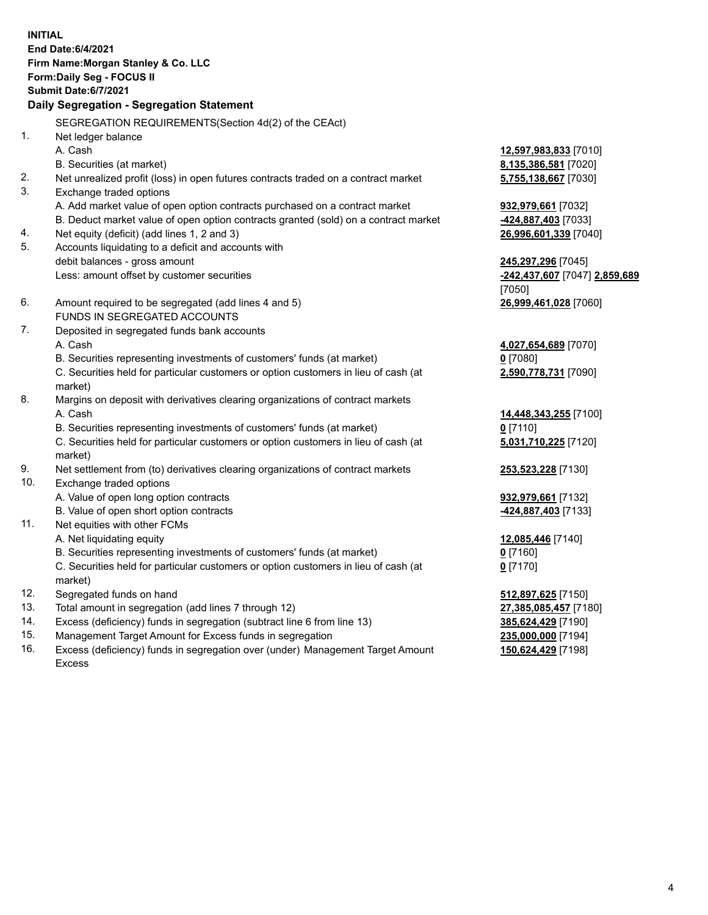**INITIAL**
**End Date:6/4/2021**
**Firm Name:Morgan Stanley & Co. LLC**
**Form:Daily Seg - FOCUS II**
**Submit Date:6/7/2021**

**Daily Segregation - Segregation Statement**

SEGREGATION REQUIREMENTS(Section 4d(2) of the CEAct)

| | | |
|---|---|---|
| 1. | Net ledger balance | |
| | A. Cash | **12,597,983,833** [7010] |
| | B. Securities (at market) | **8,135,386,581** [7020] |
| 2. | Net unrealized profit (loss) in open futures contracts traded on a contract market | **5,755,138,667** [7030] |
| 3. | Exchange traded options | |
| | A. Add market value of open option contracts purchased on a contract market | **932,979,661** [7032] |
| | B. Deduct market value of open option contracts granted (sold) on a contract market | **-424,887,403** [7033] |
| 4. | Net equity (deficit) (add lines 1, 2 and 3) | **26,996,601,339** [7040] |
| 5. | Accounts liquidating to a deficit and accounts with debit balances - gross amount | **245,297,296** [7045] |
| | Less: amount offset by customer securities | **-242,437,607** [7047] **2,859,689** [7050] |
| 6. | Amount required to be segregated (add lines 4 and 5) | **26,999,461,028** [7060] |
| | FUNDS IN SEGREGATED ACCOUNTS | |
| 7. | Deposited in segregated funds bank accounts | |
| | A. Cash | **4,027,654,689** [7070] |
| | B. Securities representing investments of customers' funds (at market) | **0** [7080] |
| | C. Securities held for particular customers or option customers in lieu of cash (at market) | **2,590,778,731** [7090] |
| 8. | Margins on deposit with derivatives clearing organizations of contract markets | |
| | A. Cash | **14,448,343,255** [7100] |
| | B. Securities representing investments of customers' funds (at market) | **0** [7110] |
| | C. Securities held for particular customers or option customers in lieu of cash (at market) | **5,031,710,225** [7120] |
| 9. | Net settlement from (to) derivatives clearing organizations of contract markets | **253,523,228** [7130] |
| 10. | Exchange traded options | |
| | A. Value of open long option contracts | **932,979,661** [7132] |
| | B. Value of open short option contracts | **-424,887,403** [7133] |
| 11. | Net equities with other FCMs | |
| | A. Net liquidating equity | **12,085,446** [7140] |
| | B. Securities representing investments of customers' funds (at market) | **0** [7160] |
| | C. Securities held for particular customers or option customers in lieu of cash (at market) | **0** [7170] |
| 12. | Segregated funds on hand | **512,897,625** [7150] |
| 13. | Total amount in segregation (add lines 7 through 12) | **27,385,085,457** [7180] |
| 14. | Excess (deficiency) funds in segregation (subtract line 6 from line 13) | **385,624,429** [7190] |
| 15. | Management Target Amount for Excess funds in segregation | **235,000,000** [7194] |
| 16. | Excess (deficiency) funds in segregation over (under) Management Target Amount Excess | **150,624,429** [7198] |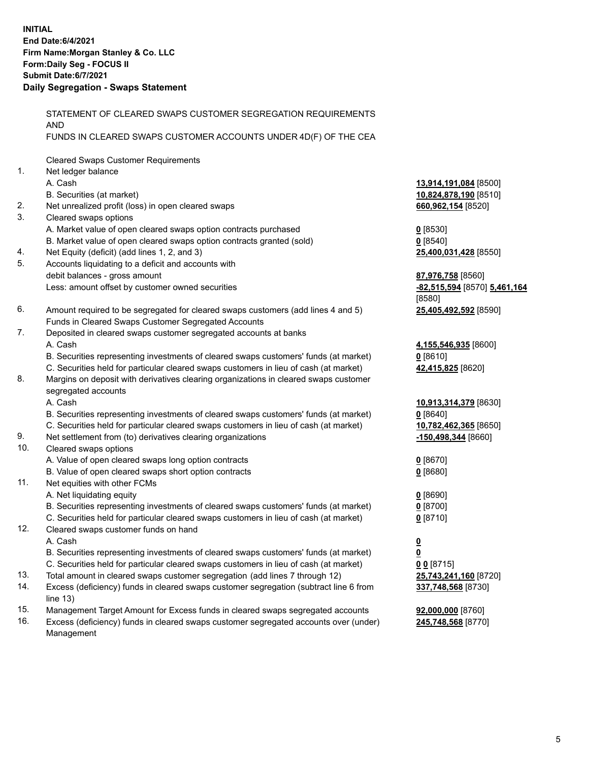**INITIAL**
**End Date:6/4/2021**
**Firm Name:Morgan Stanley & Co. LLC**
**Form:Daily Seg - FOCUS II**
**Submit Date:6/7/2021**
**Daily Segregation - Swaps Statement**

STATEMENT OF CLEARED SWAPS CUSTOMER SEGREGATION REQUIREMENTS AND FUNDS IN CLEARED SWAPS CUSTOMER ACCOUNTS UNDER 4D(F) OF THE CEA

| | | |
|---|---|---|
| | Cleared Swaps Customer Requirements | |
| 1. | Net ledger balance | |
| | A. Cash | **13,914,191,084** [8500] |
| | B. Securities (at market) | **10,824,878,190** [8510] |
| 2. | Net unrealized profit (loss) in open cleared swaps | **660,962,154** [8520] |
| 3. | Cleared swaps options | |
| | A. Market value of open cleared swaps option contracts purchased | **0** [8530] |
| | B. Market value of open cleared swaps option contracts granted (sold) | **0** [8540] |
| 4. | Net Equity (deficit) (add lines 1, 2, and 3) | **25,400,031,428** [8550] |
| 5. | Accounts liquidating to a deficit and accounts with debit balances - gross amount | **87,976,758** [8560] |
| | Less: amount offset by customer owned securities | **-82,515,594** [8570] **5,461,164** [8580] |
| 6. | Amount required to be segregated for cleared swaps customers (add lines 4 and 5) | **25,405,492,592** [8590] |
| | Funds in Cleared Swaps Customer Segregated Accounts | |
| 7. | Deposited in cleared swaps customer segregated accounts at banks | |
| | A. Cash | **4,155,546,935** [8600] |
| | B. Securities representing investments of cleared swaps customers' funds (at market) | **0** [8610] |
| | C. Securities held for particular cleared swaps customers in lieu of cash (at market) | **42,415,825** [8620] |
| 8. | Margins on deposit with derivatives clearing organizations in cleared swaps customer segregated accounts | |
| | A. Cash | **10,913,314,379** [8630] |
| | B. Securities representing investments of cleared swaps customers' funds (at market) | **0** [8640] |
| | C. Securities held for particular cleared swaps customers in lieu of cash (at market) | **10,782,462,365** [8650] |
| 9. | Net settlement from (to) derivatives clearing organizations | **-150,498,344** [8660] |
| 10. | Cleared swaps options | |
| | A. Value of open cleared swaps long option contracts | **0** [8670] |
| | B. Value of open cleared swaps short option contracts | **0** [8680] |
| 11. | Net equities with other FCMs | |
| | A. Net liquidating equity | **0** [8690] |
| | B. Securities representing investments of cleared swaps customers' funds (at market) | **0** [8700] |
| | C. Securities held for particular cleared swaps customers in lieu of cash (at market) | **0** [8710] |
| 12. | Cleared swaps customer funds on hand | |
| | A. Cash | **0** |
| | B. Securities representing investments of cleared swaps customers' funds (at market) | **0** |
| | C. Securities held for particular cleared swaps customers in lieu of cash (at market) | **0** **0** [8715] |
| 13. | Total amount in cleared swaps customer segregation (add lines 7 through 12) | **25,743,241,160** [8720] |
| 14. | Excess (deficiency) funds in cleared swaps customer segregation (subtract line 6 from line 13) | **337,748,568** [8730] |
| 15. | Management Target Amount for Excess funds in cleared swaps segregated accounts | **92,000,000** [8760] |
| 16. | Excess (deficiency) funds in cleared swaps customer segregated accounts over (under) Management | **245,748,568** [8770] |